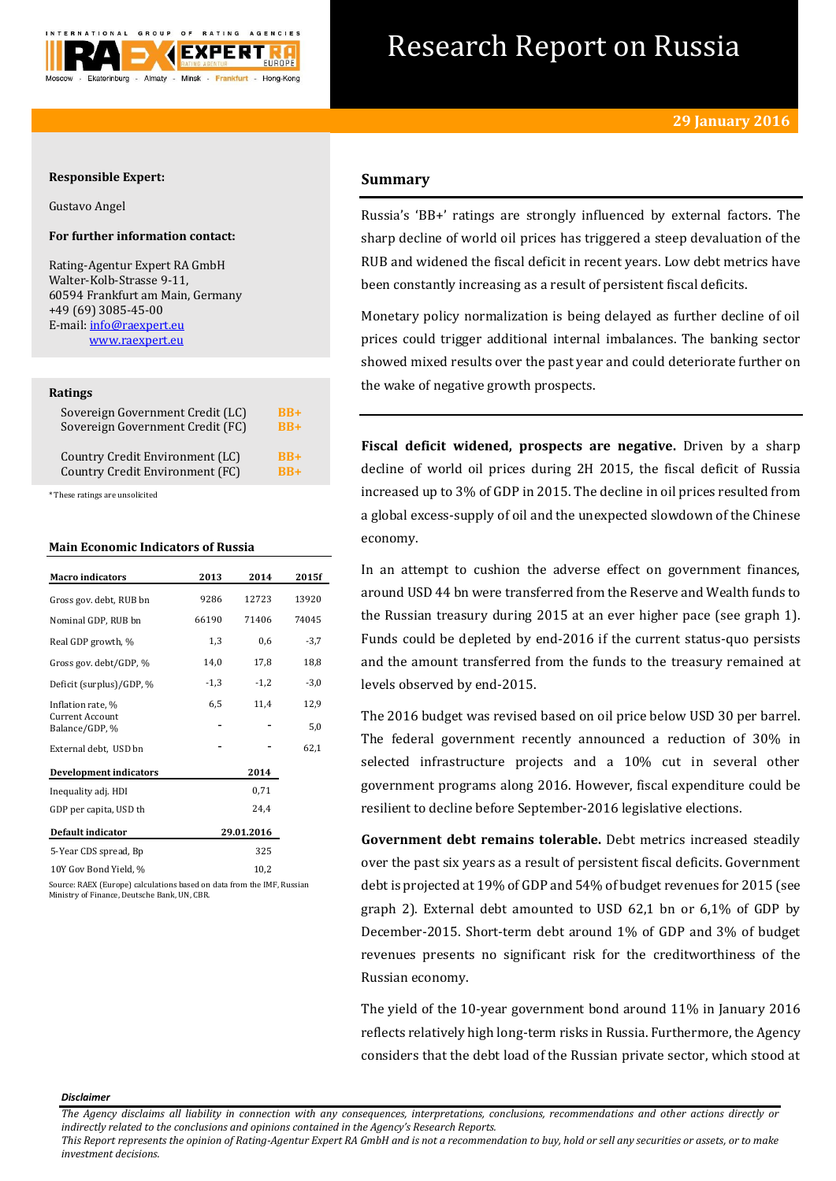# Research Report on Russia

**29 January 2016**

**Responsible Expert:**

Gustavo Angel

**For further information contact:**

Rating-Agentur Expert RA GmbH
Walter-Kolb-Strasse 9-11,
60594 Frankfurt am Main, Germany
+49 (69) 3085-45-00
E-mail: info@raexpert.eu
www.raexpert.eu

**Ratings**

| | |
|---|---|
| Sovereign Government Credit (LC) | BB+ |
| Sovereign Government Credit (FC) | BB+ |
| Country Credit Environment (LC) | BB+ |
| Country Credit Environment (FC) | BB+ |

*These ratings are unsolicited

**Main Economic Indicators of Russia**

| Macro indicators | 2013 | 2014 | 2015f |
|---|---|---|---|
| Gross gov. debt, RUB bn | 9286 | 12723 | 13920 |
| Nominal GDP, RUB bn | 66190 | 71406 | 74045 |
| Real GDP growth, % | 1,3 | 0,6 | -3,7 |
| Gross gov. debt/GDP, % | 14,0 | 17,8 | 18,8 |
| Deficit (surplus)/GDP, % | -1,3 | -1,2 | -3,0 |
| Inflation rate, % | 6,5 | 11,4 | 12,9 |
| Current Account Balance/GDP, % | - | - | 5,0 |
| External debt, USD bn | - | - | 62,1 |

| Development indicators | 2014 |
|---|---|
| Inequality adj. HDI | 0,71 |
| GDP per capita, USD th | 24,4 |

| Default indicator | 29.01.2016 |
|---|---|
| 5-Year CDS spread, Bp | 325 |
| 10Y Gov Bond Yield, % | 10,2 |

Source: RAEX (Europe) calculations based on data from the IMF, Russian Ministry of Finance, Deutsche Bank, UN, CBR.

## Summary

Russia's 'BB+' ratings are strongly influenced by external factors. The sharp decline of world oil prices has triggered a steep devaluation of the RUB and widened the fiscal deficit in recent years. Low debt metrics have been constantly increasing as a result of persistent fiscal deficits.

Monetary policy normalization is being delayed as further decline of oil prices could trigger additional internal imbalances. The banking sector showed mixed results over the past year and could deteriorate further on the wake of negative growth prospects.

**Fiscal deficit widened, prospects are negative.** Driven by a sharp decline of world oil prices during 2H 2015, the fiscal deficit of Russia increased up to 3% of GDP in 2015. The decline in oil prices resulted from a global excess-supply of oil and the unexpected slowdown of the Chinese economy.

In an attempt to cushion the adverse effect on government finances, around USD 44 bn were transferred from the Reserve and Wealth funds to the Russian treasury during 2015 at an ever higher pace (see graph 1). Funds could be depleted by end-2016 if the current status-quo persists and the amount transferred from the funds to the treasury remained at levels observed by end-2015.

The 2016 budget was revised based on oil price below USD 30 per barrel. The federal government recently announced a reduction of 30% in selected infrastructure projects and a 10% cut in several other government programs along 2016. However, fiscal expenditure could be resilient to decline before September-2016 legislative elections.

**Government debt remains tolerable.** Debt metrics increased steadily over the past six years as a result of persistent fiscal deficits. Government debt is projected at 19% of GDP and 54% of budget revenues for 2015 (see graph 2). External debt amounted to USD 62,1 bn or 6,1% of GDP by December-2015. Short-term debt around 1% of GDP and 3% of budget revenues presents no significant risk for the creditworthiness of the Russian economy.

The yield of the 10-year government bond around 11% in January 2016 reflects relatively high long-term risks in Russia. Furthermore, the Agency considers that the debt load of the Russian private sector, which stood at

***Disclaimer***

*The Agency disclaims all liability in connection with any consequences, interpretations, conclusions, recommendations and other actions directly or indirectly related to the conclusions and opinions contained in the Agency's Research Reports.*
*This Report represents the opinion of Rating-Agentur Expert RA GmbH and is not a recommendation to buy, hold or sell any securities or assets, or to make investment decisions.*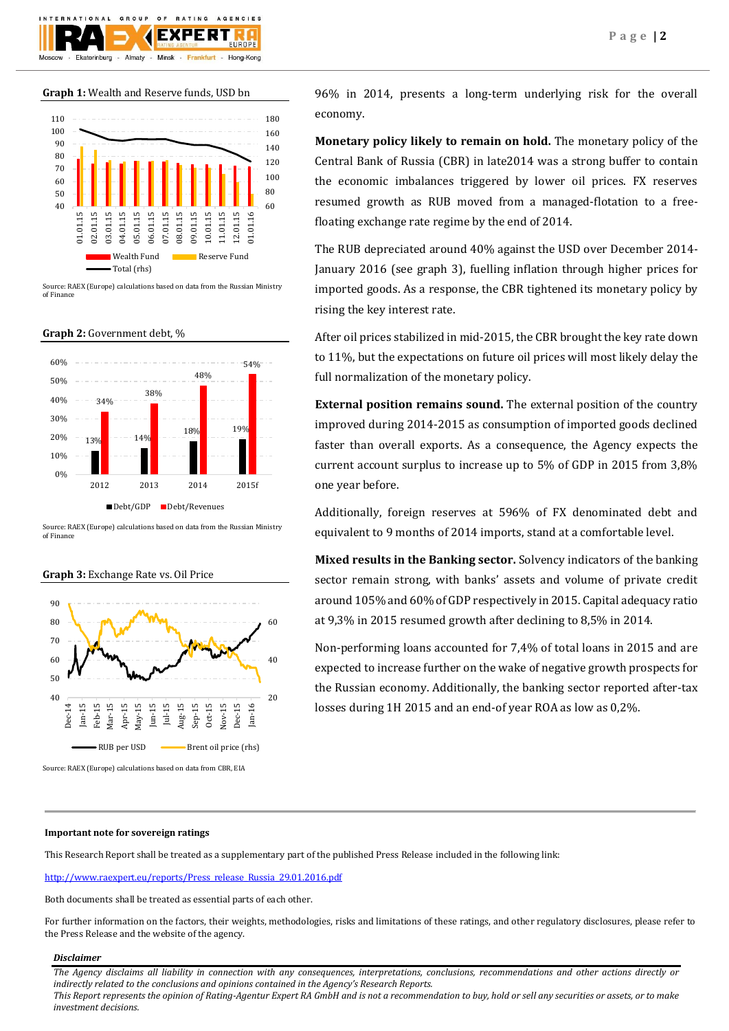**Graph 1:** Wealth and Reserve funds, USD bn

110
100
90
80
70
60
50
40

180
160
140
120
100
80
60

01.01.15
02.01.15
03.01.15
04.01.15
05.01.15
06.01.15
07.01.15
08.01.15
09.01.15
10.01.15
11.01.15
12.01.15
01.01.16

Wealth Fund
Reserve Fund
Total (rhs)

Source: RAEX (Europe) calculations based on data from the Russian Ministry of Finance

**Graph 2:** Government debt, %

60%
50%
40%
30%
20%
10%
0%

13%
34%
14%
38%
18%
48%
19%
54%

2012
2013
2014
2015f

Debt/GDP
Debt/Revenues

Source: RAEX (Europe) calculations based on data from the Russian Ministry of Finance

**Graph 3:** Exchange Rate vs. Oil Price

90
80
70
60
50
40

60
40
20

Dec-14
Jan-15
Feb-15
Mar-15
Apr-15
May-15
Jun-15
Jul-15
Aug-15
Sep-15
Oct-15
Nov-15
Dec-15
Jan-16

RUB per USD
Brent oil price (rhs)

Source: RAEX (Europe) calculations based on data from CBR, EIA

96% in 2014, presents a long-term underlying risk for the overall economy.

**Monetary policy likely to remain on hold.** The monetary policy of the Central Bank of Russia (CBR) in late2014 was a strong buffer to contain the economic imbalances triggered by lower oil prices. FX reserves resumed growth as RUB moved from a managed-flotation to a free-floating exchange rate regime by the end of 2014.

The RUB depreciated around 40% against the USD over December 2014-January 2016 (see graph 3), fuelling inflation through higher prices for imported goods. As a response, the CBR tightened its monetary policy by rising the key interest rate.

After oil prices stabilized in mid-2015, the CBR brought the key rate down to 11%, but the expectations on future oil prices will most likely delay the full normalization of the monetary policy.

**External position remains sound.** The external position of the country improved during 2014-2015 as consumption of imported goods declined faster than overall exports. As a consequence, the Agency expects the current account surplus to increase up to 5% of GDP in 2015 from 3,8% one year before.

Additionally, foreign reserves at 596% of FX denominated debt and equivalent to 9 months of 2014 imports, stand at a comfortable level.

**Mixed results in the Banking sector.** Solvency indicators of the banking sector remain strong, with banks' assets and volume of private credit around 105% and 60% of GDP respectively in 2015. Capital adequacy ratio at 9,3% in 2015 resumed growth after declining to 8,5% in 2014.

Non-performing loans accounted for 7,4% of total loans in 2015 and are expected to increase further on the wake of negative growth prospects for the Russian economy. Additionally, the banking sector reported after-tax losses during 1H 2015 and an end-of year ROA as low as 0,2%.

**Important note for sovereign ratings**

This Research Report shall be treated as a supplementary part of the published Press Release included in the following link:

http://www.raexpert.eu/reports/Press_release_Russia_29.01.2016.pdf

Both documents shall be treated as essential parts of each other.

For further information on the factors, their weights, methodologies, risks and limitations of these ratings, and other regulatory disclosures, please refer to the Press Release and the website of the agency.

***Disclaimer***

*The Agency disclaims all liability in connection with any consequences, interpretations, conclusions, recommendations and other actions directly or indirectly related to the conclusions and opinions contained in the Agency's Research Reports.*
*This Report represents the opinion of Rating-Agentur Expert RA GmbH and is not a recommendation to buy, hold or sell any securities or assets, or to make investment decisions.*